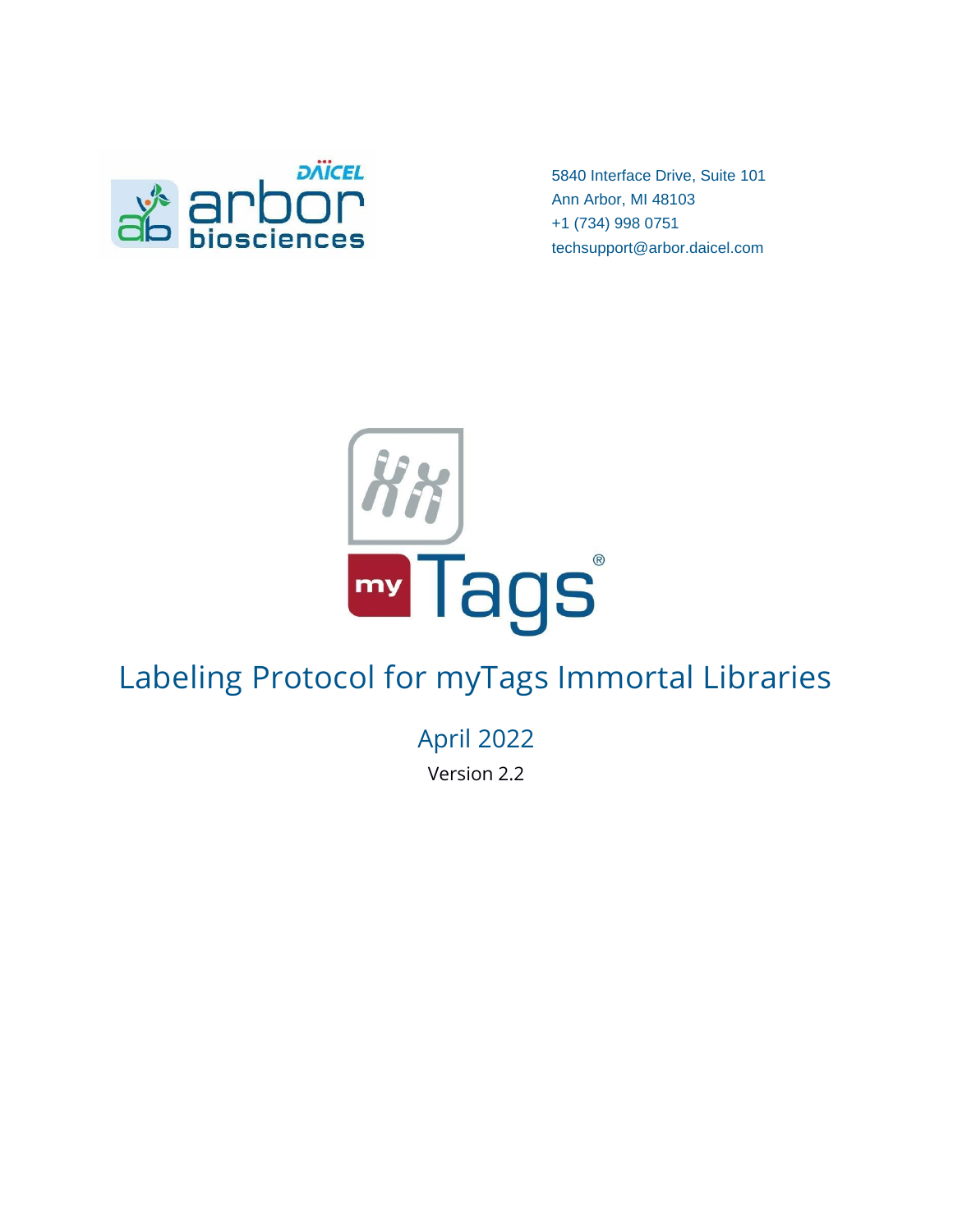5840 Interface Drive, Suite 101
Ann Arbor, MI 48103
+1 (734) 998 0751
techsupport@arbor.daicel.com

# Labeling Protocol for myTags Immortal Libraries

April 2022

Version 2.2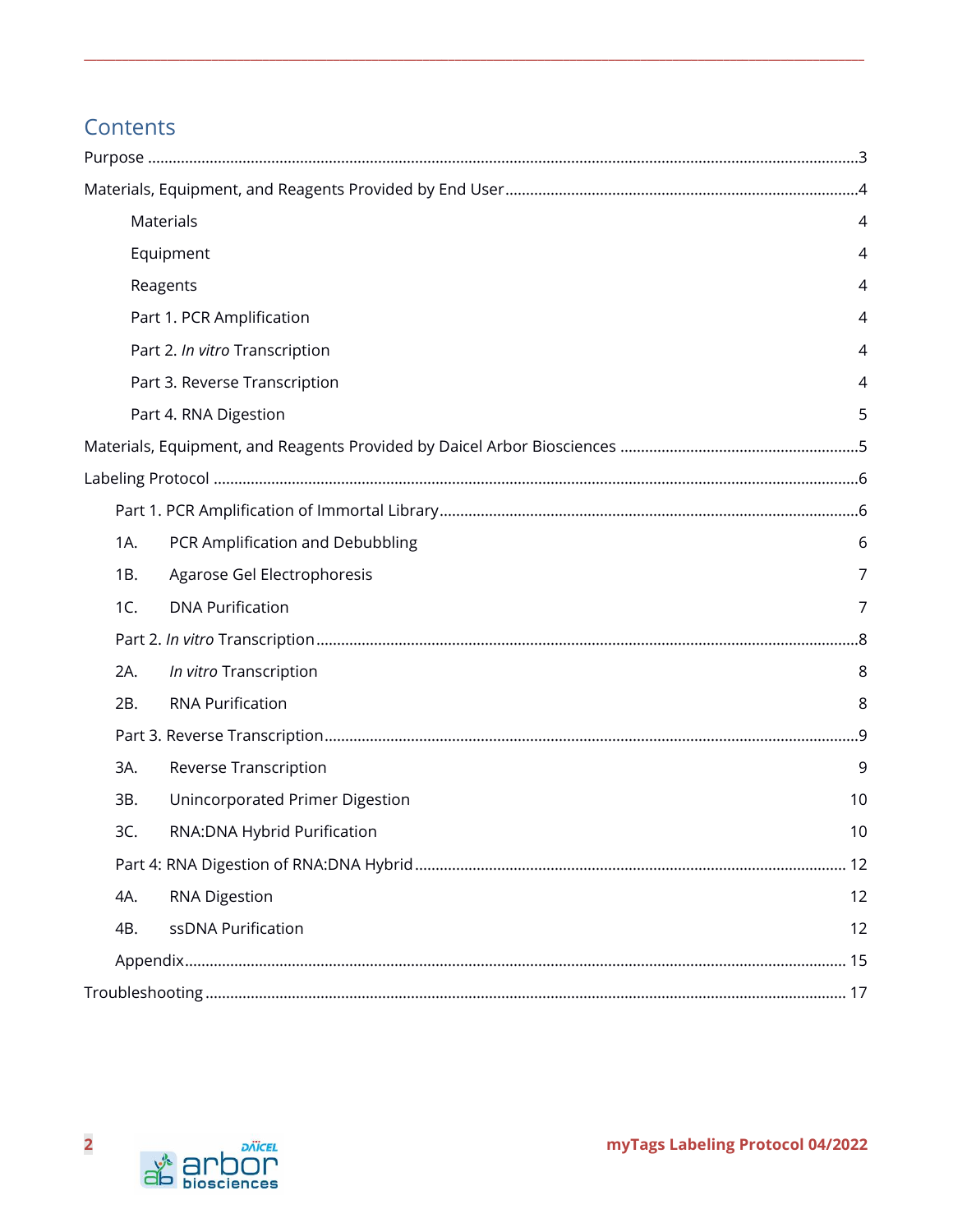## Contents

Purpose ....................................................................................................................3

Materials, Equipment, and Reagents Provided by End User..........................................4

- Materials 4
- Equipment 4
- Reagents 4
- Part 1. PCR Amplification 4
- Part 2. *In vitro* Transcription 4
- Part 3. Reverse Transcription 4
- Part 4. RNA Digestion 5

Materials, Equipment, and Reagents Provided by Daicel Arbor Biosciences ....................5

Labeling Protocol ......................................................................................................6

- Part 1. PCR Amplification of Immortal Library..........................................................6
  - 1A. PCR Amplification and Debubbling 6
  - 1B. Agarose Gel Electrophoresis 7
  - 1C. DNA Purification 7
- Part 2. *In vitro* Transcription..................................................................................8
  - 2A. *In vitro* Transcription 8
  - 2B. RNA Purification 8
- Part 3. Reverse Transcription...................................................................................9
  - 3A. Reverse Transcription 9
  - 3B. Unincorporated Primer Digestion 10
  - 3C. RNA:DNA Hybrid Purification 10
- Part 4: RNA Digestion of RNA:DNA Hybrid.............................................................12
  - 4A. RNA Digestion 12
  - 4B. ssDNA Purification 12
- Appendix..............................................................................................................15

Troubleshooting.......................................................................................................17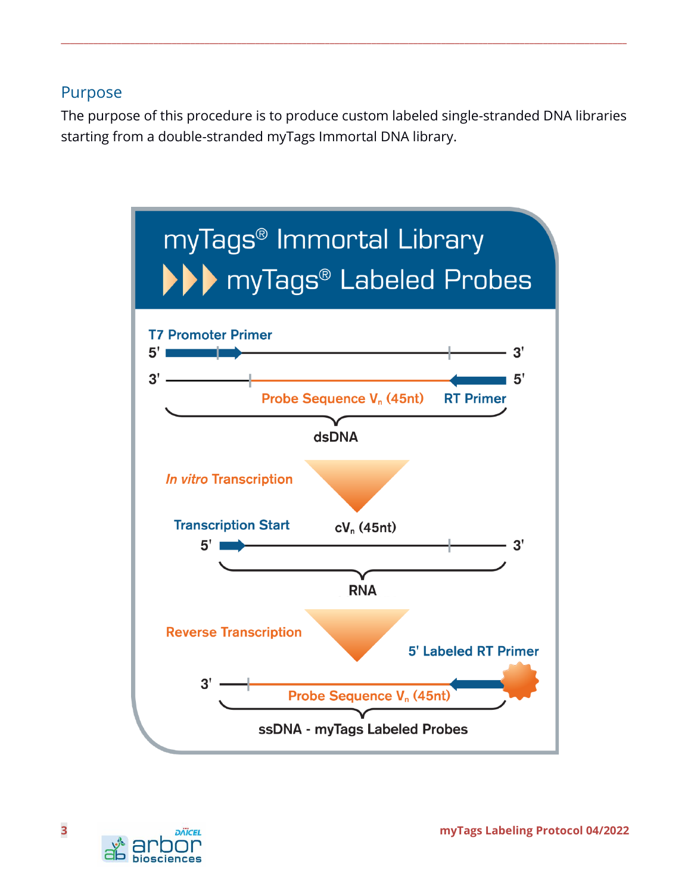## Purpose

The purpose of this procedure is to produce custom labeled single-stranded DNA libraries starting from a double-stranded myTags Immortal DNA library.

myTags® Immortal Library ▶▶▶ myTags® Labeled Probes

T7 Promoter Primer

5' 3'

3' 5'

Probe Sequence $V_n$ (45nt) RT Primer

dsDNA

*In vitro* Transcription

Transcription Start $cV_n$ (45nt)

5' 3'

RNA

Reverse Transcription

5' Labeled RT Primer

3'

Probe Sequence $V_n$ (45nt)

ssDNA - myTags Labeled Probes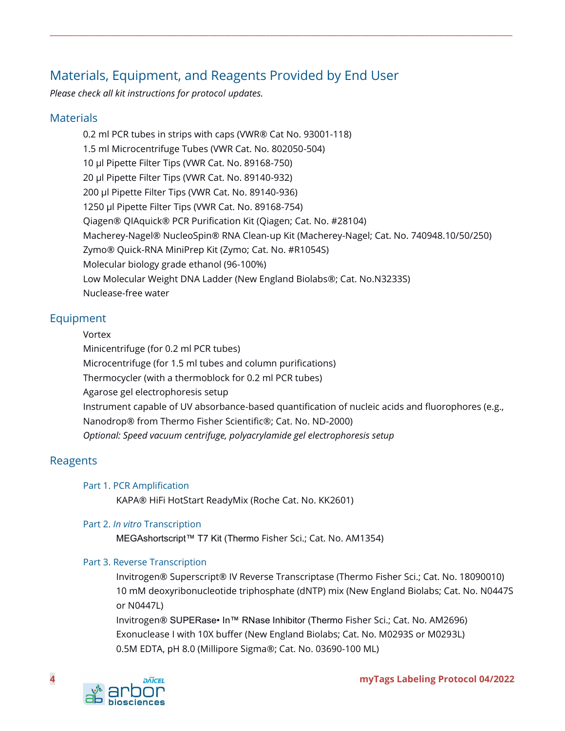## Materials, Equipment, and Reagents Provided by End User

*Please check all kit instructions for protocol updates.*

### Materials

0.2 ml PCR tubes in strips with caps (VWR® Cat No. 93001-118)
1.5 ml Microcentrifuge Tubes (VWR Cat. No. 802050-504)
10 µl Pipette Filter Tips (VWR Cat. No. 89168-750)
20 µl Pipette Filter Tips (VWR Cat. No. 89140-932)
200 µl Pipette Filter Tips (VWR Cat. No. 89140-936)
1250 µl Pipette Filter Tips (VWR Cat. No. 89168-754)
Qiagen® QIAquick® PCR Purification Kit (Qiagen; Cat. No. #28104)
Macherey-Nagel® NucleoSpin® RNA Clean-up Kit (Macherey-Nagel; Cat. No. 740948.10/50/250)
Zymo® Quick-RNA MiniPrep Kit (Zymo; Cat. No. #R1054S)
Molecular biology grade ethanol (96-100%)
Low Molecular Weight DNA Ladder (New England Biolabs®; Cat. No.N3233S)
Nuclease-free water

### Equipment

Vortex
Minicentrifuge (for 0.2 ml PCR tubes)
Microcentrifuge (for 1.5 ml tubes and column purifications)
Thermocycler (with a thermoblock for 0.2 ml PCR tubes)
Agarose gel electrophoresis setup
Instrument capable of UV absorbance-based quantification of nucleic acids and fluorophores (e.g., Nanodrop® from Thermo Fisher Scientific®; Cat. No. ND-2000)
*Optional: Speed vacuum centrifuge, polyacrylamide gel electrophoresis setup*

### Reagents

#### Part 1. PCR Amplification

KAPA® HiFi HotStart ReadyMix (Roche Cat. No. KK2601)

#### Part 2. *In vitro* Transcription

MEGAshortscript™ T7 Kit (Thermo Fisher Sci.; Cat. No. AM1354)

#### Part 3. Reverse Transcription

Invitrogen® Superscript® IV Reverse Transcriptase (Thermo Fisher Sci.; Cat. No. 18090010)
10 mM deoxyribonucleotide triphosphate (dNTP) mix (New England Biolabs; Cat. No. N0447S or N0447L)
Invitrogen® SUPERase• In™ RNase Inhibitor (Thermo Fisher Sci.; Cat. No. AM2696)
Exonuclease I with 10X buffer (New England Biolabs; Cat. No. M0293S or M0293L)
0.5M EDTA, pH 8.0 (Millipore Sigma®; Cat. No. 03690-100 ML)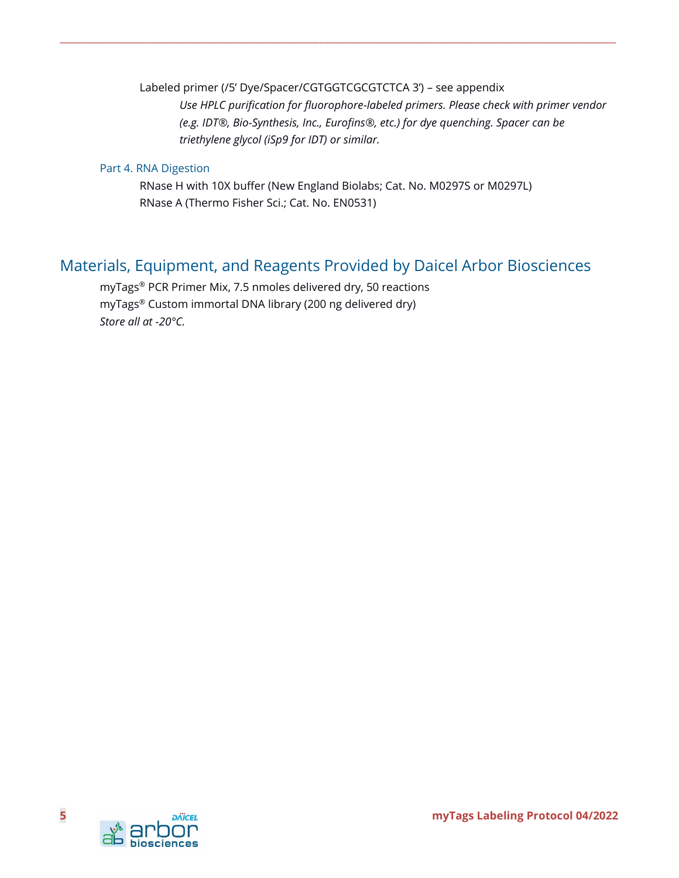Labeled primer (/5' Dye/Spacer/CGTGGTCGCGTCTCA 3') – see appendix

*Use HPLC purification for fluorophore-labeled primers. Please check with primer vendor (e.g. IDT®, Bio-Synthesis, Inc., Eurofins®, etc.) for dye quenching. Spacer can be triethylene glycol (iSp9 for IDT) or similar.*

### Part 4. RNA Digestion

RNase H with 10X buffer (New England Biolabs; Cat. No. M0297S or M0297L)
RNase A (Thermo Fisher Sci.; Cat. No. EN0531)

## Materials, Equipment, and Reagents Provided by Daicel Arbor Biosciences

myTags® PCR Primer Mix, 7.5 nmoles delivered dry, 50 reactions
myTags® Custom immortal DNA library (200 ng delivered dry)
*Store all at -20°C.*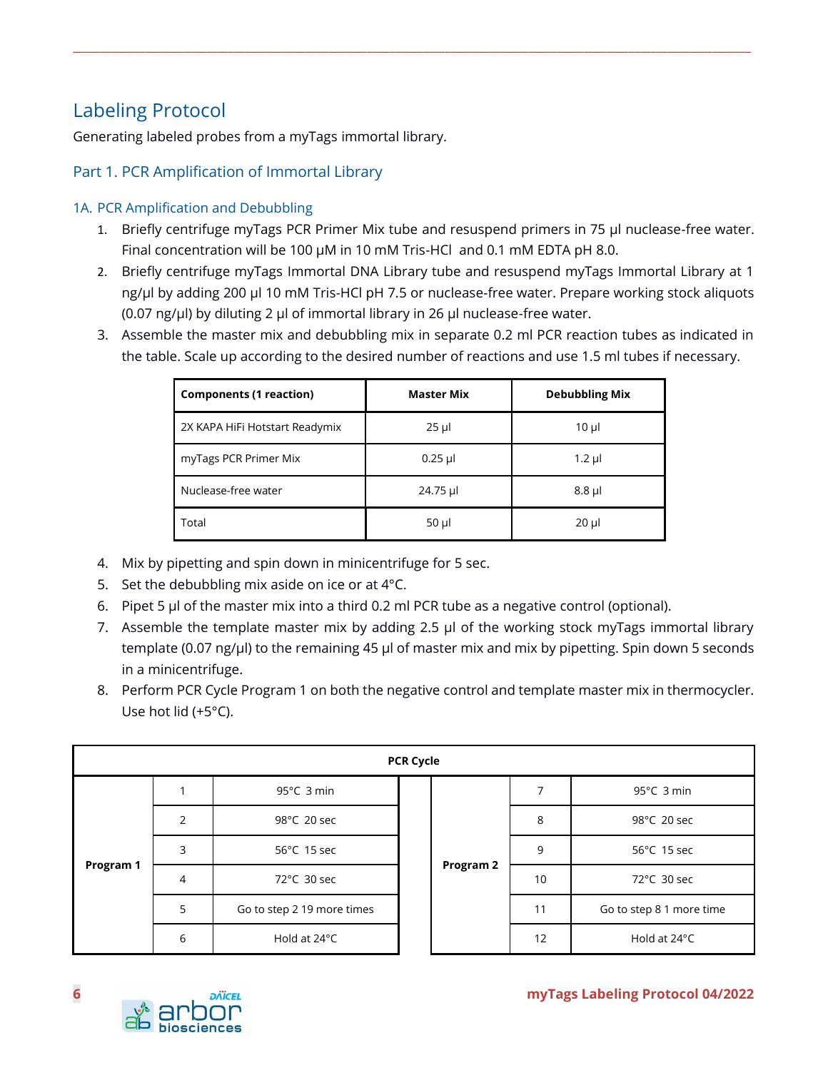# Labeling Protocol

Generating labeled probes from a myTags immortal library.

## Part 1. PCR Amplification of Immortal Library

### 1A. PCR Amplification and Debubbling

1. Briefly centrifuge myTags PCR Primer Mix tube and resuspend primers in 75 µl nuclease-free water. Final concentration will be 100 µM in 10 mM Tris-HCl and 0.1 mM EDTA pH 8.0.
2. Briefly centrifuge myTags Immortal DNA Library tube and resuspend myTags Immortal Library at 1 ng/µl by adding 200 µl 10 mM Tris-HCl pH 7.5 or nuclease-free water. Prepare working stock aliquots (0.07 ng/µl) by diluting 2 µl of immortal library in 26 µl nuclease-free water.
3. Assemble the master mix and debubbling mix in separate 0.2 ml PCR reaction tubes as indicated in the table. Scale up according to the desired number of reactions and use 1.5 ml tubes if necessary.

| Components (1 reaction) | Master Mix | Debubbling Mix |
|---|---|---|
| 2X KAPA HiFi Hotstart Readymix | 25 µl | 10 µl |
| myTags PCR Primer Mix | 0.25 µl | 1.2 µl |
| Nuclease-free water | 24.75 µl | 8.8 µl |
| Total | 50 µl | 20 µl |

4. Mix by pipetting and spin down in minicentrifuge for 5 sec.
5. Set the debubbling mix aside on ice or at 4°C.
6. Pipet 5 µl of the master mix into a third 0.2 ml PCR tube as a negative control (optional).
7. Assemble the template master mix by adding 2.5 µl of the working stock myTags immortal library template (0.07 ng/µl) to the remaining 45 µl of master mix and mix by pipetting. Spin down 5 seconds in a minicentrifuge.
8. Perform PCR Cycle Program 1 on both the negative control and template master mix in thermocycler. Use hot lid (+5°C).

| PCR Cycle | | | | | |
|---|---|---|---|---|---|
| Program 1 | 1 | 95°C 3 min | Program 2 | 7 | 95°C 3 min |
| | 2 | 98°C 20 sec | | 8 | 98°C 20 sec |
| | 3 | 56°C 15 sec | | 9 | 56°C 15 sec |
| | 4 | 72°C 30 sec | | 10 | 72°C 30 sec |
| | 5 | Go to step 2 19 more times | | 11 | Go to step 8 1 more time |
| | 6 | Hold at 24°C | | 12 | Hold at 24°C |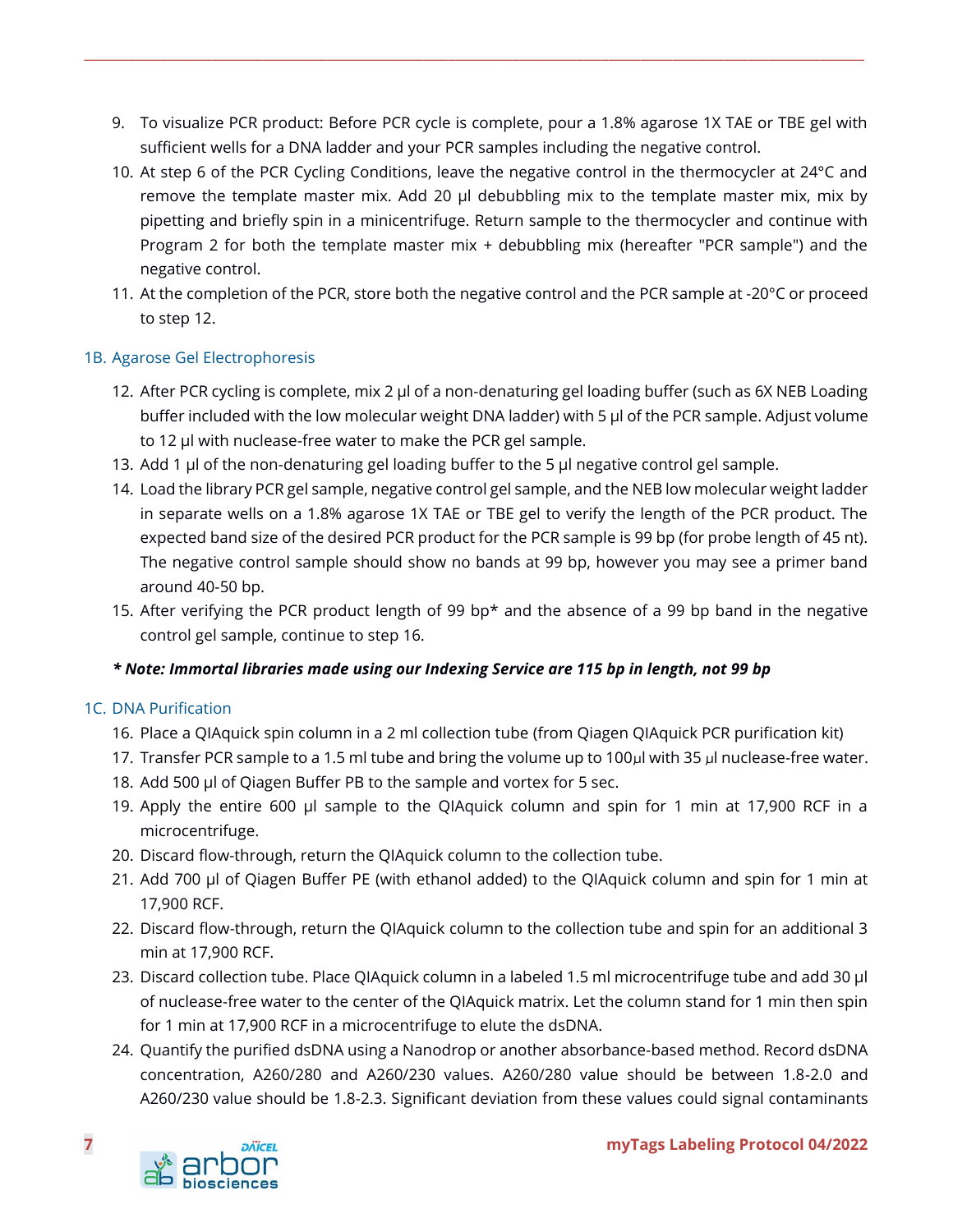9. To visualize PCR product: Before PCR cycle is complete, pour a 1.8% agarose 1X TAE or TBE gel with sufficient wells for a DNA ladder and your PCR samples including the negative control.
10. At step 6 of the PCR Cycling Conditions, leave the negative control in the thermocycler at 24°C and remove the template master mix. Add 20 µl debubbling mix to the template master mix, mix by pipetting and briefly spin in a minicentrifuge. Return sample to the thermocycler and continue with Program 2 for both the template master mix + debubbling mix (hereafter "PCR sample") and the negative control.
11. At the completion of the PCR, store both the negative control and the PCR sample at -20°C or proceed to step 12.

## 1B. Agarose Gel Electrophoresis

12. After PCR cycling is complete, mix 2 µl of a non-denaturing gel loading buffer (such as 6X NEB Loading buffer included with the low molecular weight DNA ladder) with 5 µl of the PCR sample. Adjust volume to 12 µl with nuclease-free water to make the PCR gel sample.
13. Add 1 µl of the non-denaturing gel loading buffer to the 5 µl negative control gel sample.
14. Load the library PCR gel sample, negative control gel sample, and the NEB low molecular weight ladder in separate wells on a 1.8% agarose 1X TAE or TBE gel to verify the length of the PCR product. The expected band size of the desired PCR product for the PCR sample is 99 bp (for probe length of 45 nt). The negative control sample should show no bands at 99 bp, however you may see a primer band around 40-50 bp.
15. After verifying the PCR product length of 99 bp* and the absence of a 99 bp band in the negative control gel sample, continue to step 16.

***\* Note: Immortal libraries made using our Indexing Service are 115 bp in length, not 99 bp***

## 1C. DNA Purification

16. Place a QIAquick spin column in a 2 ml collection tube (from Qiagen QIAquick PCR purification kit)
17. Transfer PCR sample to a 1.5 ml tube and bring the volume up to 100µl with 35 µl nuclease-free water.
18. Add 500 µl of Qiagen Buffer PB to the sample and vortex for 5 sec.
19. Apply the entire 600 µl sample to the QIAquick column and spin for 1 min at 17,900 RCF in a microcentrifuge.
20. Discard flow-through, return the QIAquick column to the collection tube.
21. Add 700 µl of Qiagen Buffer PE (with ethanol added) to the QIAquick column and spin for 1 min at 17,900 RCF.
22. Discard flow-through, return the QIAquick column to the collection tube and spin for an additional 3 min at 17,900 RCF.
23. Discard collection tube. Place QIAquick column in a labeled 1.5 ml microcentrifuge tube and add 30 µl of nuclease-free water to the center of the QIAquick matrix. Let the column stand for 1 min then spin for 1 min at 17,900 RCF in a microcentrifuge to elute the dsDNA.
24. Quantify the purified dsDNA using a Nanodrop or another absorbance-based method. Record dsDNA concentration, A260/280 and A260/230 values. A260/280 value should be between 1.8-2.0 and A260/230 value should be 1.8-2.3. Significant deviation from these values could signal contaminants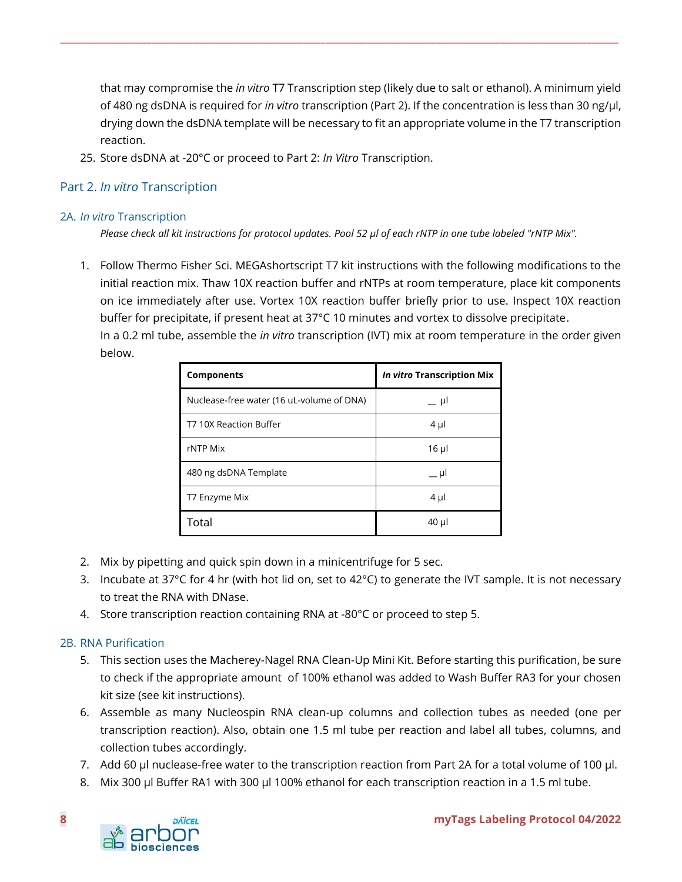that may compromise the *in vitro* T7 Transcription step (likely due to salt or ethanol). A minimum yield of 480 ng dsDNA is required for *in vitro* transcription (Part 2). If the concentration is less than 30 ng/µl, drying down the dsDNA template will be necessary to fit an appropriate volume in the T7 transcription reaction.

25. Store dsDNA at -20°C or proceed to Part 2: *In Vitro* Transcription.

## Part 2. *In vitro* Transcription

### 2A. *In vitro* Transcription

*Please check all kit instructions for protocol updates. Pool 52 µl of each rNTP in one tube labeled "rNTP Mix".*

1. Follow Thermo Fisher Sci. MEGAshortscript T7 kit instructions with the following modifications to the initial reaction mix. Thaw 10X reaction buffer and rNTPs at room temperature, place kit components on ice immediately after use. Vortex 10X reaction buffer briefly prior to use. Inspect 10X reaction buffer for precipitate, if present heat at 37°C 10 minutes and vortex to dissolve precipitate.
   In a 0.2 ml tube, assemble the *in vitro* transcription (IVT) mix at room temperature in the order given below.

| **Components** | ***In vitro* Transcription Mix** |
|---|---|
| Nuclease-free water (16 uL-volume of DNA) | __ µl |
| T7 10X Reaction Buffer | 4 µl |
| rNTP Mix | 16 µl |
| 480 ng dsDNA Template | __ µl |
| T7 Enzyme Mix | 4 µl |
| Total | 40 µl |

2. Mix by pipetting and quick spin down in a minicentrifuge for 5 sec.
3. Incubate at 37°C for 4 hr (with hot lid on, set to 42°C) to generate the IVT sample. It is not necessary to treat the RNA with DNase.
4. Store transcription reaction containing RNA at -80°C or proceed to step 5.

### 2B. RNA Purification

5. This section uses the Macherey-Nagel RNA Clean-Up Mini Kit. Before starting this purification, be sure to check if the appropriate amount of 100% ethanol was added to Wash Buffer RA3 for your chosen kit size (see kit instructions).
6. Assemble as many Nucleospin RNA clean-up columns and collection tubes as needed (one per transcription reaction). Also, obtain one 1.5 ml tube per reaction and label all tubes, columns, and collection tubes accordingly.
7. Add 60 µl nuclease-free water to the transcription reaction from Part 2A for a total volume of 100 µl.
8. Mix 300 µl Buffer RA1 with 300 µl 100% ethanol for each transcription reaction in a 1.5 ml tube.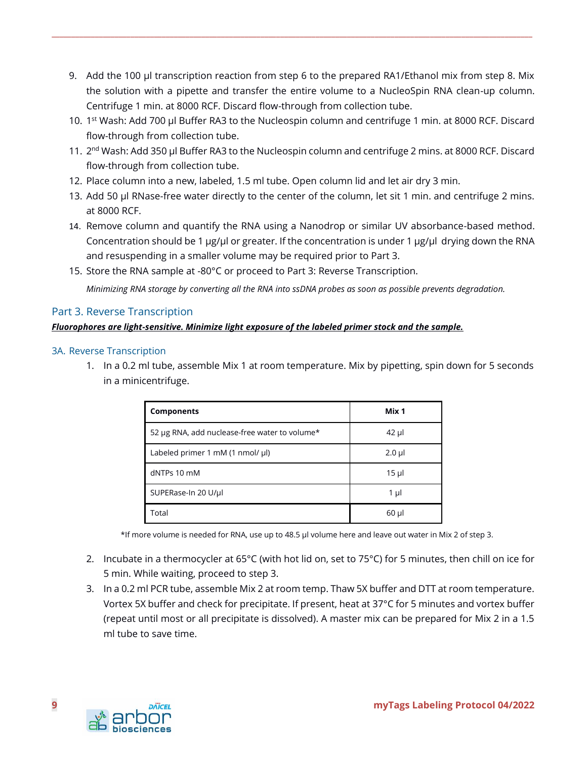9. Add the 100 µl transcription reaction from step 6 to the prepared RA1/Ethanol mix from step 8. Mix the solution with a pipette and transfer the entire volume to a NucleoSpin RNA clean-up column. Centrifuge 1 min. at 8000 RCF. Discard flow-through from collection tube.
10. 1st Wash: Add 700 µl Buffer RA3 to the Nucleospin column and centrifuge 1 min. at 8000 RCF. Discard flow-through from collection tube.
11. 2nd Wash: Add 350 µl Buffer RA3 to the Nucleospin column and centrifuge 2 mins. at 8000 RCF. Discard flow-through from collection tube.
12. Place column into a new, labeled, 1.5 ml tube. Open column lid and let air dry 3 min.
13. Add 50 µl RNase-free water directly to the center of the column, let sit 1 min. and centrifuge 2 mins. at 8000 RCF.
14. Remove column and quantify the RNA using a Nanodrop or similar UV absorbance-based method. Concentration should be 1 µg/µl or greater. If the concentration is under 1 µg/µl drying down the RNA and resuspending in a smaller volume may be required prior to Part 3.
15. Store the RNA sample at -80°C or proceed to Part 3: Reverse Transcription.

    *Minimizing RNA storage by converting all the RNA into ssDNA probes as soon as possible prevents degradation.*

## Part 3. Reverse Transcription

***Fluorophores are light-sensitive. Minimize light exposure of the labeled primer stock and the sample.***

### 3A. Reverse Transcription

1. In a 0.2 ml tube, assemble Mix 1 at room temperature. Mix by pipetting, spin down for 5 seconds in a minicentrifuge.

| Components | Mix 1 |
|---|---|
| 52 µg RNA, add nuclease-free water to volume* | 42 µl |
| Labeled primer 1 mM (1 nmol/ µl) | 2.0 µl |
| dNTPs 10 mM | 15 µl |
| SUPERase-In 20 U/µl | 1 µl |
| Total | 60 µl |

*If more volume is needed for RNA, use up to 48.5 µl volume here and leave out water in Mix 2 of step 3.

2. Incubate in a thermocycler at 65°C (with hot lid on, set to 75°C) for 5 minutes, then chill on ice for 5 min. While waiting, proceed to step 3.
3. In a 0.2 ml PCR tube, assemble Mix 2 at room temp. Thaw 5X buffer and DTT at room temperature. Vortex 5X buffer and check for precipitate. If present, heat at 37°C for 5 minutes and vortex buffer (repeat until most or all precipitate is dissolved). A master mix can be prepared for Mix 2 in a 1.5 ml tube to save time.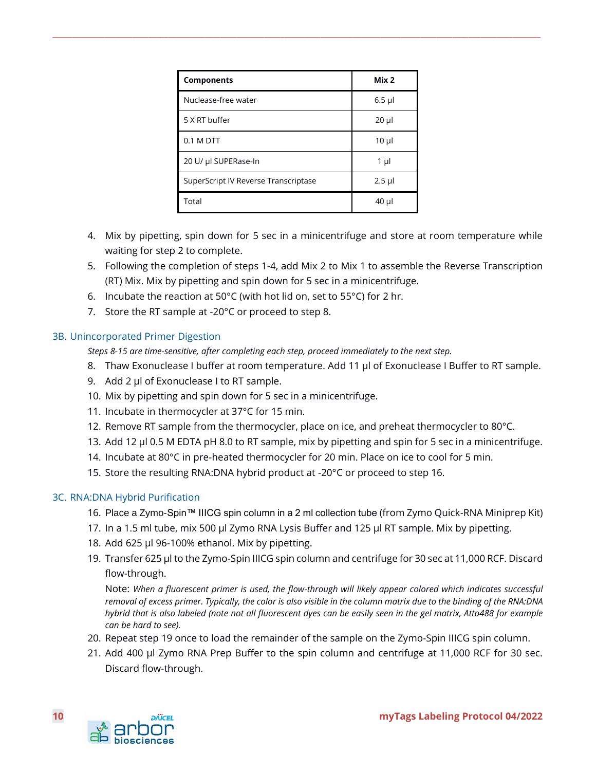| Components | Mix 2 |
| --- | --- |
| Nuclease-free water | 6.5 µl |
| 5 X RT buffer | 20 µl |
| 0.1 M DTT | 10 µl |
| 20 U/ µl SUPERase-In | 1 µl |
| SuperScript IV Reverse Transcriptase | 2.5 µl |
| Total | 40 µl |

4. Mix by pipetting, spin down for 5 sec in a minicentrifuge and store at room temperature while waiting for step 2 to complete.
5. Following the completion of steps 1-4, add Mix 2 to Mix 1 to assemble the Reverse Transcription (RT) Mix. Mix by pipetting and spin down for 5 sec in a minicentrifuge.
6. Incubate the reaction at 50°C (with hot lid on, set to 55°C) for 2 hr.
7. Store the RT sample at -20°C or proceed to step 8.

### 3B. Unincorporated Primer Digestion

*Steps 8-15 are time-sensitive, after completing each step, proceed immediately to the next step.*

8. Thaw Exonuclease I buffer at room temperature. Add 11 µl of Exonuclease I Buffer to RT sample.
9. Add 2 µl of Exonuclease I to RT sample.
10. Mix by pipetting and spin down for 5 sec in a minicentrifuge.
11. Incubate in thermocycler at 37°C for 15 min.
12. Remove RT sample from the thermocycler, place on ice, and preheat thermocycler to 80°C.
13. Add 12 µl 0.5 M EDTA pH 8.0 to RT sample, mix by pipetting and spin for 5 sec in a minicentrifuge.
14. Incubate at 80°C in pre-heated thermocycler for 20 min. Place on ice to cool for 5 min.
15. Store the resulting RNA:DNA hybrid product at -20°C or proceed to step 16.

### 3C. RNA:DNA Hybrid Purification

16. Place a Zymo-Spin™ IIICG spin column in a 2 ml collection tube (from Zymo Quick-RNA Miniprep Kit)
17. In a 1.5 ml tube, mix 500 µl Zymo RNA Lysis Buffer and 125 µl RT sample. Mix by pipetting.
18. Add 625 µl 96-100% ethanol. Mix by pipetting.
19. Transfer 625 µl to the Zymo-Spin IIICG spin column and centrifuge for 30 sec at 11,000 RCF. Discard flow-through.

    Note: *When a fluorescent primer is used, the flow-through will likely appear colored which indicates successful removal of excess primer. Typically, the color is also visible in the column matrix due to the binding of the RNA:DNA hybrid that is also labeled (note not all fluorescent dyes can be easily seen in the gel matrix, Atto488 for example can be hard to see).*
20. Repeat step 19 once to load the remainder of the sample on the Zymo-Spin IIICG spin column.
21. Add 400 µl Zymo RNA Prep Buffer to the spin column and centrifuge at 11,000 RCF for 30 sec. Discard flow-through.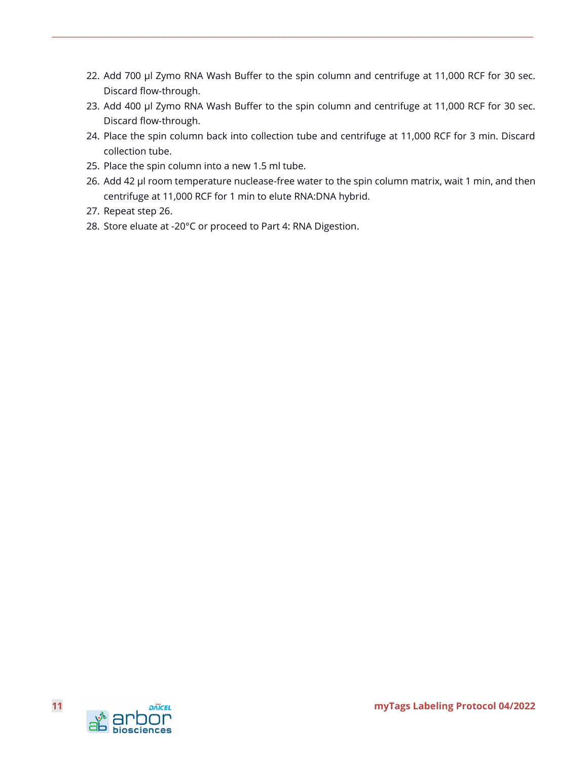22. Add 700 µl Zymo RNA Wash Buffer to the spin column and centrifuge at 11,000 RCF for 30 sec. Discard flow-through.
23. Add 400 µl Zymo RNA Wash Buffer to the spin column and centrifuge at 11,000 RCF for 30 sec. Discard flow-through.
24. Place the spin column back into collection tube and centrifuge at 11,000 RCF for 3 min. Discard collection tube.
25. Place the spin column into a new 1.5 ml tube.
26. Add 42 µl room temperature nuclease-free water to the spin column matrix, wait 1 min, and then centrifuge at 11,000 RCF for 1 min to elute RNA:DNA hybrid.
27. Repeat step 26.
28. Store eluate at -20°C or proceed to Part 4: RNA Digestion.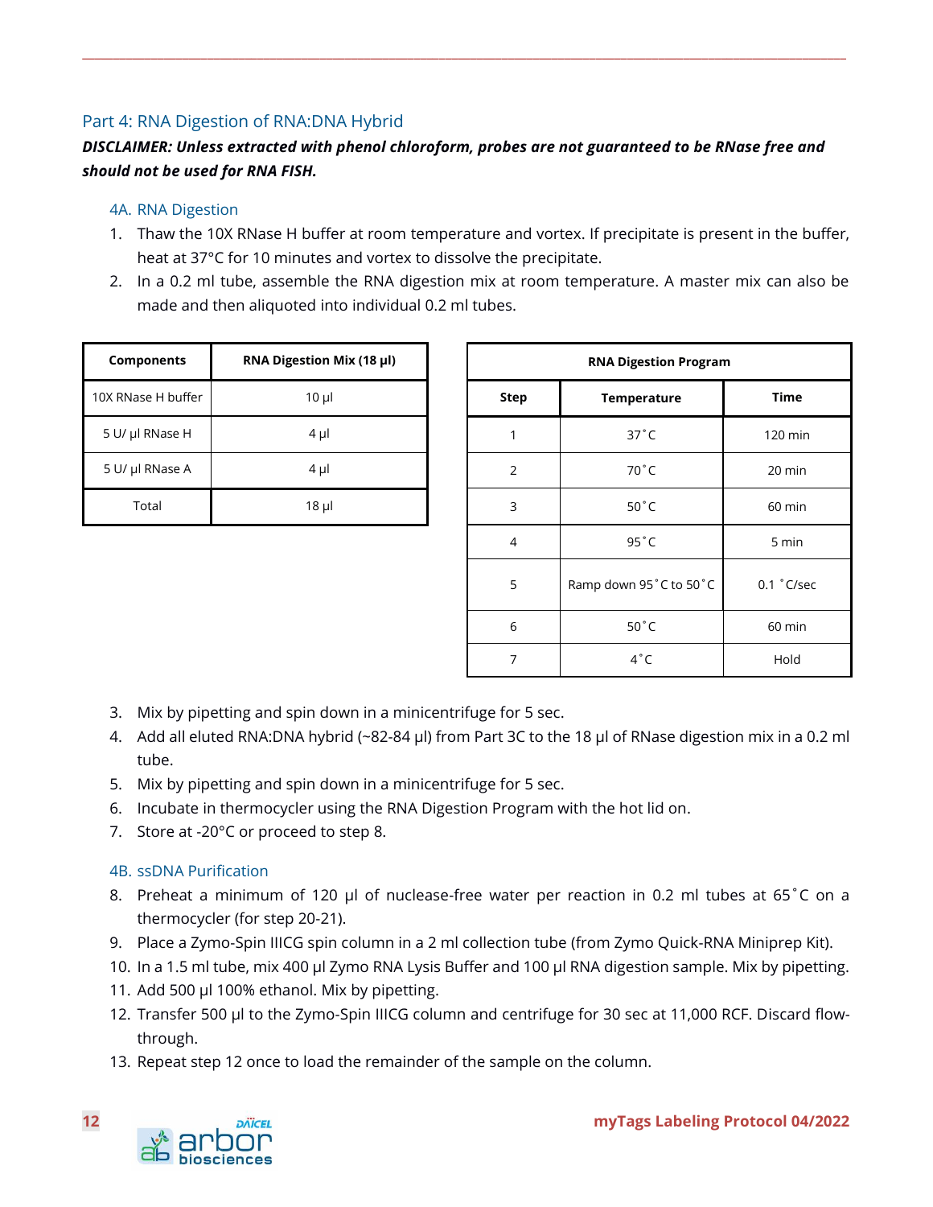## Part 4: RNA Digestion of RNA:DNA Hybrid

***DISCLAIMER: Unless extracted with phenol chloroform, probes are not guaranteed to be RNase free and should not be used for RNA FISH.***

### 4A. RNA Digestion

1. Thaw the 10X RNase H buffer at room temperature and vortex. If precipitate is present in the buffer, heat at 37°C for 10 minutes and vortex to dissolve the precipitate.
2. In a 0.2 ml tube, assemble the RNA digestion mix at room temperature. A master mix can also be made and then aliquoted into individual 0.2 ml tubes.

| Components | RNA Digestion Mix (18 µl) |
|---|---|
| 10X RNase H buffer | 10 µl |
| 5 U/ µl RNase H | 4 µl |
| 5 U/ µl RNase A | 4 µl |
| Total | 18 µl |

| RNA Digestion Program | | |
|---|---|---|
| **Step** | **Temperature** | **Time** |
| 1 | 37˚C | 120 min |
| 2 | 70˚C | 20 min |
| 3 | 50˚C | 60 min |
| 4 | 95˚C | 5 min |
| 5 | Ramp down 95˚C to 50˚C | 0.1 ˚C/sec |
| 6 | 50˚C | 60 min |
| 7 | 4˚C | Hold |

3. Mix by pipetting and spin down in a minicentrifuge for 5 sec.
4. Add all eluted RNA:DNA hybrid (~82-84 µl) from Part 3C to the 18 µl of RNase digestion mix in a 0.2 ml tube.
5. Mix by pipetting and spin down in a minicentrifuge for 5 sec.
6. Incubate in thermocycler using the RNA Digestion Program with the hot lid on.
7. Store at -20°C or proceed to step 8.

### 4B. ssDNA Purification

8. Preheat a minimum of 120 µl of nuclease-free water per reaction in 0.2 ml tubes at 65˚C on a thermocycler (for step 20-21).
9. Place a Zymo-Spin IIICG spin column in a 2 ml collection tube (from Zymo Quick-RNA Miniprep Kit).
10. In a 1.5 ml tube, mix 400 µl Zymo RNA Lysis Buffer and 100 µl RNA digestion sample. Mix by pipetting.
11. Add 500 µl 100% ethanol. Mix by pipetting.
12. Transfer 500 µl to the Zymo-Spin IIICG column and centrifuge for 30 sec at 11,000 RCF. Discard flow-through.
13. Repeat step 12 once to load the remainder of the sample on the column.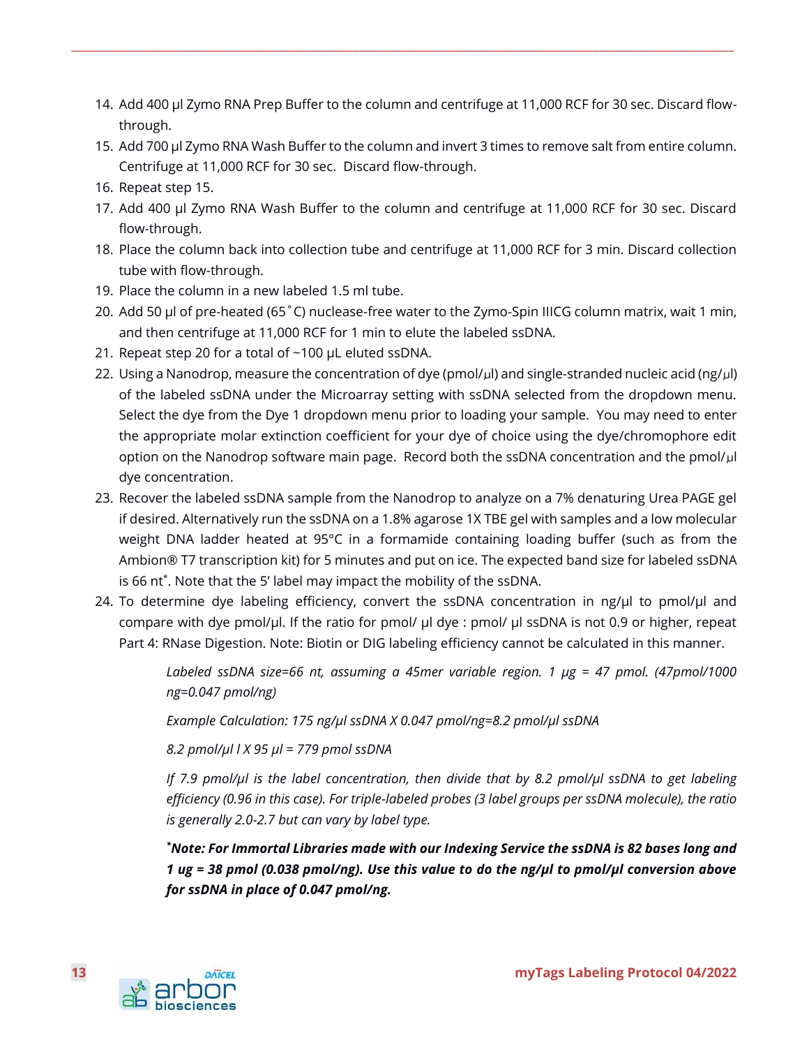14. Add 400 µl Zymo RNA Prep Buffer to the column and centrifuge at 11,000 RCF for 30 sec. Discard flow-through.
15. Add 700 µl Zymo RNA Wash Buffer to the column and invert 3 times to remove salt from entire column. Centrifuge at 11,000 RCF for 30 sec. Discard flow-through.
16. Repeat step 15.
17. Add 400 µl Zymo RNA Wash Buffer to the column and centrifuge at 11,000 RCF for 30 sec. Discard flow-through.
18. Place the column back into collection tube and centrifuge at 11,000 RCF for 3 min. Discard collection tube with flow-through.
19. Place the column in a new labeled 1.5 ml tube.
20. Add 50 µl of pre-heated (65˚C) nuclease-free water to the Zymo-Spin IIICG column matrix, wait 1 min, and then centrifuge at 11,000 RCF for 1 min to elute the labeled ssDNA.
21. Repeat step 20 for a total of ~100 µL eluted ssDNA.
22. Using a Nanodrop, measure the concentration of dye (pmol/µl) and single-stranded nucleic acid (ng/µl) of the labeled ssDNA under the Microarray setting with ssDNA selected from the dropdown menu. Select the dye from the Dye 1 dropdown menu prior to loading your sample. You may need to enter the appropriate molar extinction coefficient for your dye of choice using the dye/chromophore edit option on the Nanodrop software main page. Record both the ssDNA concentration and the pmol/µl dye concentration.
23. Recover the labeled ssDNA sample from the Nanodrop to analyze on a 7% denaturing Urea PAGE gel if desired. Alternatively run the ssDNA on a 1.8% agarose 1X TBE gel with samples and a low molecular weight DNA ladder heated at 95°C in a formamide containing loading buffer (such as from the Ambion® T7 transcription kit) for 5 minutes and put on ice. The expected band size for labeled ssDNA is 66 nt*. Note that the 5' label may impact the mobility of the ssDNA.
24. To determine dye labeling efficiency, convert the ssDNA concentration in ng/µl to pmol/µl and compare with dye pmol/µl. If the ratio for pmol/ µl dye : pmol/ µl ssDNA is not 0.9 or higher, repeat Part 4: RNase Digestion. Note: Biotin or DIG labeling efficiency cannot be calculated in this manner.

    *Labeled ssDNA size=66 nt, assuming a 45mer variable region. 1 µg = 47 pmol. (47pmol/1000 ng=0.047 pmol/ng)*

    *Example Calculation: 175 ng/µl ssDNA X 0.047 pmol/ng=8.2 pmol/µl ssDNA*

    *8.2 pmol/µl l X 95 µl = 779 pmol ssDNA*

    *If 7.9 pmol/µl is the label concentration, then divide that by 8.2 pmol/µl ssDNA to get labeling efficiency (0.96 in this case). For triple-labeled probes (3 label groups per ssDNA molecule), the ratio is generally 2.0-2.7 but can vary by label type.*

    ***Note: For Immortal Libraries made with our Indexing Service the ssDNA is 82 bases long and 1 ug = 38 pmol (0.038 pmol/ng). Use this value to do the ng/µl to pmol/µl conversion above for ssDNA in place of 0.047 pmol/ng.***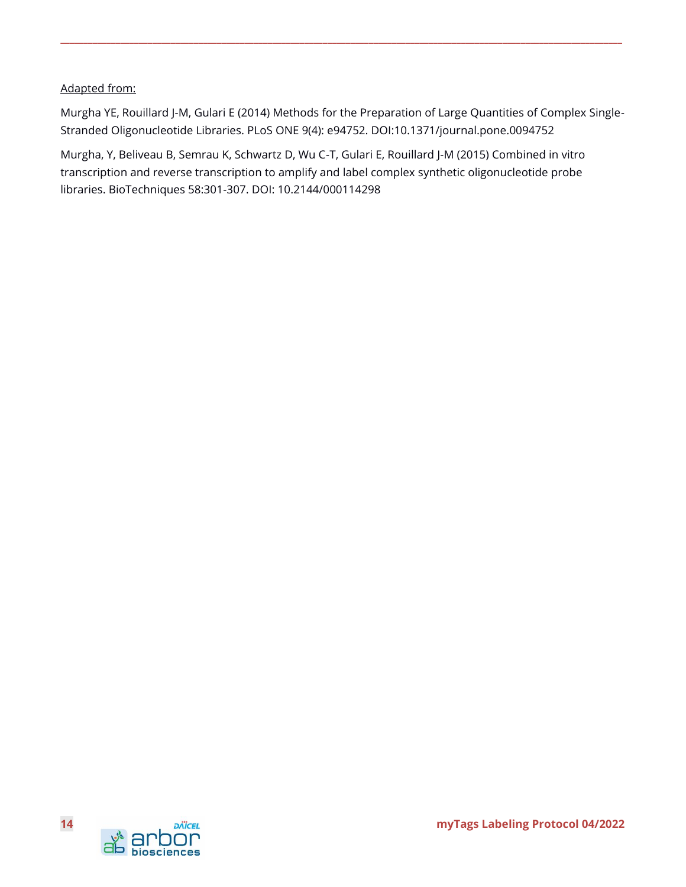Adapted from:

Murgha YE, Rouillard J-M, Gulari E (2014) Methods for the Preparation of Large Quantities of Complex Single-Stranded Oligonucleotide Libraries. PLoS ONE 9(4): e94752. DOI:10.1371/journal.pone.0094752

Murgha, Y, Beliveau B, Semrau K, Schwartz D, Wu C-T, Gulari E, Rouillard J-M (2015) Combined in vitro transcription and reverse transcription to amplify and label complex synthetic oligonucleotide probe libraries. BioTechniques 58:301-307. DOI: 10.2144/000114298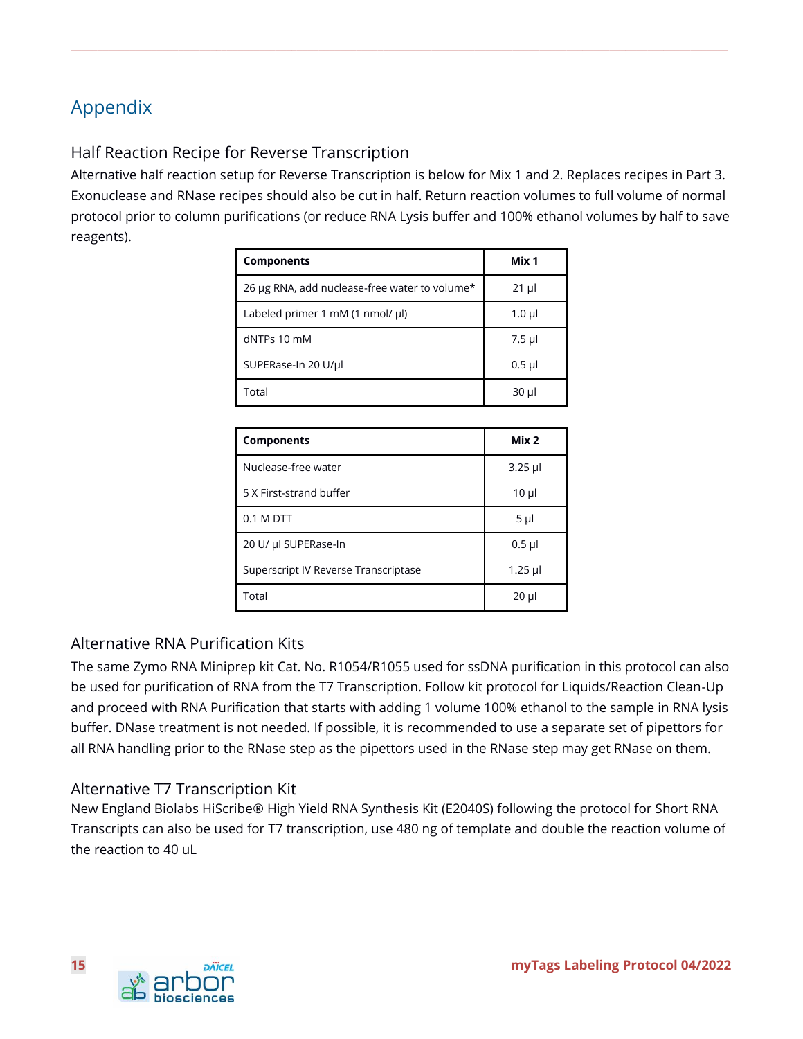# Appendix

## Half Reaction Recipe for Reverse Transcription

Alternative half reaction setup for Reverse Transcription is below for Mix 1 and 2. Replaces recipes in Part 3. Exonuclease and RNase recipes should also be cut in half. Return reaction volumes to full volume of normal protocol prior to column purifications (or reduce RNA Lysis buffer and 100% ethanol volumes by half to save reagents).

| Components | Mix 1 |
|---|---|
| 26 µg RNA, add nuclease-free water to volume* | 21 µl |
| Labeled primer 1 mM (1 nmol/ µl) | 1.0 µl |
| dNTPs 10 mM | 7.5 µl |
| SUPERase-In 20 U/µl | 0.5 µl |
| Total | 30 µl |

| Components | Mix 2 |
|---|---|
| Nuclease-free water | 3.25 µl |
| 5 X First-strand buffer | 10 µl |
| 0.1 M DTT | 5 µl |
| 20 U/ µl SUPERase-In | 0.5 µl |
| Superscript IV Reverse Transcriptase | 1.25 µl |
| Total | 20 µl |

## Alternative RNA Purification Kits

The same Zymo RNA Miniprep kit Cat. No. R1054/R1055 used for ssDNA purification in this protocol can also be used for purification of RNA from the T7 Transcription. Follow kit protocol for Liquids/Reaction Clean-Up and proceed with RNA Purification that starts with adding 1 volume 100% ethanol to the sample in RNA lysis buffer. DNase treatment is not needed. If possible, it is recommended to use a separate set of pipettors for all RNA handling prior to the RNase step as the pipettors used in the RNase step may get RNase on them.

## Alternative T7 Transcription Kit

New England Biolabs HiScribe® High Yield RNA Synthesis Kit (E2040S) following the protocol for Short RNA Transcripts can also be used for T7 transcription, use 480 ng of template and double the reaction volume of the reaction to 40 uL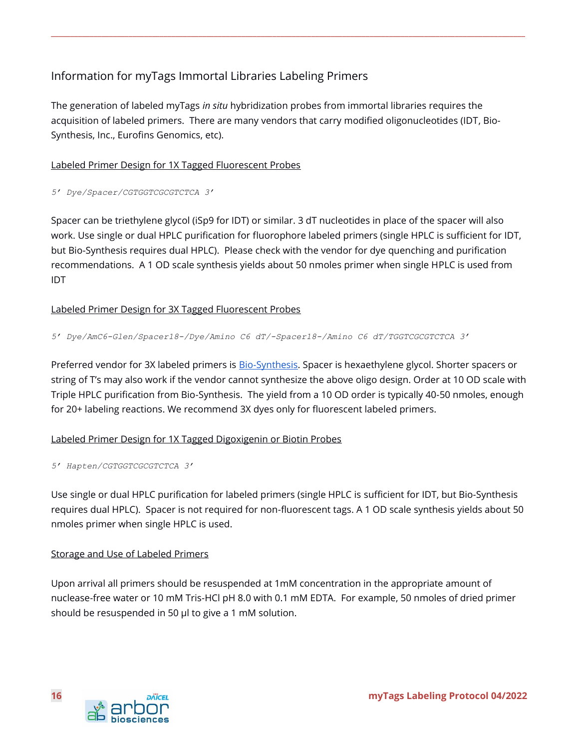## Information for myTags Immortal Libraries Labeling Primers

The generation of labeled myTags *in situ* hybridization probes from immortal libraries requires the acquisition of labeled primers. There are many vendors that carry modified oligonucleotides (IDT, Bio-Synthesis, Inc., Eurofins Genomics, etc).

### Labeled Primer Design for 1X Tagged Fluorescent Probes

*5' Dye/Spacer/CGTGGTCGCGTCTCA 3'*

Spacer can be triethylene glycol (iSp9 for IDT) or similar. 3 dT nucleotides in place of the spacer will also work. Use single or dual HPLC purification for fluorophore labeled primers (single HPLC is sufficient for IDT, but Bio-Synthesis requires dual HPLC). Please check with the vendor for dye quenching and purification recommendations. A 1 OD scale synthesis yields about 50 nmoles primer when single HPLC is used from IDT

### Labeled Primer Design for 3X Tagged Fluorescent Probes

*5' Dye/AmC6-Glen/Spacer18-/Dye/Amino C6 dT/-Spacer18-/Amino C6 dT/TGGTCGCGTCTCA 3'*

Preferred vendor for 3X labeled primers is Bio-Synthesis. Spacer is hexaethylene glycol. Shorter spacers or string of T's may also work if the vendor cannot synthesize the above oligo design. Order at 10 OD scale with Triple HPLC purification from Bio-Synthesis. The yield from a 10 OD order is typically 40-50 nmoles, enough for 20+ labeling reactions. We recommend 3X dyes only for fluorescent labeled primers.

### Labeled Primer Design for 1X Tagged Digoxigenin or Biotin Probes

*5' Hapten/CGTGGTCGCGTCTCA 3'*

Use single or dual HPLC purification for labeled primers (single HPLC is sufficient for IDT, but Bio-Synthesis requires dual HPLC). Spacer is not required for non-fluorescent tags. A 1 OD scale synthesis yields about 50 nmoles primer when single HPLC is used.

### Storage and Use of Labeled Primers

Upon arrival all primers should be resuspended at 1mM concentration in the appropriate amount of nuclease-free water or 10 mM Tris-HCl pH 8.0 with 0.1 mM EDTA. For example, 50 nmoles of dried primer should be resuspended in 50 µl to give a 1 mM solution.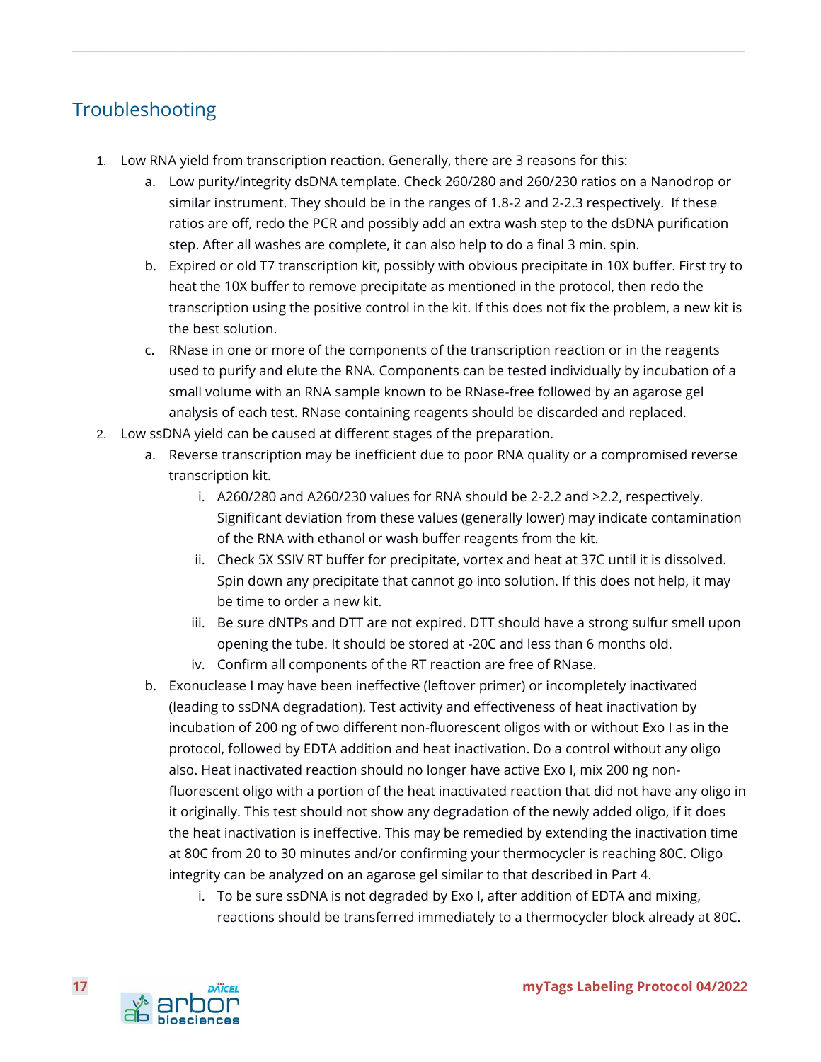## Troubleshooting

1. Low RNA yield from transcription reaction. Generally, there are 3 reasons for this:
    a. Low purity/integrity dsDNA template. Check 260/280 and 260/230 ratios on a Nanodrop or similar instrument. They should be in the ranges of 1.8-2 and 2-2.3 respectively. If these ratios are off, redo the PCR and possibly add an extra wash step to the dsDNA purification step. After all washes are complete, it can also help to do a final 3 min. spin.
    b. Expired or old T7 transcription kit, possibly with obvious precipitate in 10X buffer. First try to heat the 10X buffer to remove precipitate as mentioned in the protocol, then redo the transcription using the positive control in the kit. If this does not fix the problem, a new kit is the best solution.
    c. RNase in one or more of the components of the transcription reaction or in the reagents used to purify and elute the RNA. Components can be tested individually by incubation of a small volume with an RNA sample known to be RNase-free followed by an agarose gel analysis of each test. RNase containing reagents should be discarded and replaced.
2. Low ssDNA yield can be caused at different stages of the preparation.
    a. Reverse transcription may be inefficient due to poor RNA quality or a compromised reverse transcription kit.
        i. A260/280 and A260/230 values for RNA should be 2-2.2 and >2.2, respectively. Significant deviation from these values (generally lower) may indicate contamination of the RNA with ethanol or wash buffer reagents from the kit.
        ii. Check 5X SSIV RT buffer for precipitate, vortex and heat at 37C until it is dissolved. Spin down any precipitate that cannot go into solution. If this does not help, it may be time to order a new kit.
        iii. Be sure dNTPs and DTT are not expired. DTT should have a strong sulfur smell upon opening the tube. It should be stored at -20C and less than 6 months old.
        iv. Confirm all components of the RT reaction are free of RNase.
    b. Exonuclease I may have been ineffective (leftover primer) or incompletely inactivated (leading to ssDNA degradation). Test activity and effectiveness of heat inactivation by incubation of 200 ng of two different non-fluorescent oligos with or without Exo I as in the protocol, followed by EDTA addition and heat inactivation. Do a control without any oligo also. Heat inactivated reaction should no longer have active Exo I, mix 200 ng non-fluorescent oligo with a portion of the heat inactivated reaction that did not have any oligo in it originally. This test should not show any degradation of the newly added oligo, if it does the heat inactivation is ineffective. This may be remedied by extending the inactivation time at 80C from 20 to 30 minutes and/or confirming your thermocycler is reaching 80C. Oligo integrity can be analyzed on an agarose gel similar to that described in Part 4.
        i. To be sure ssDNA is not degraded by Exo I, after addition of EDTA and mixing, reactions should be transferred immediately to a thermocycler block already at 80C.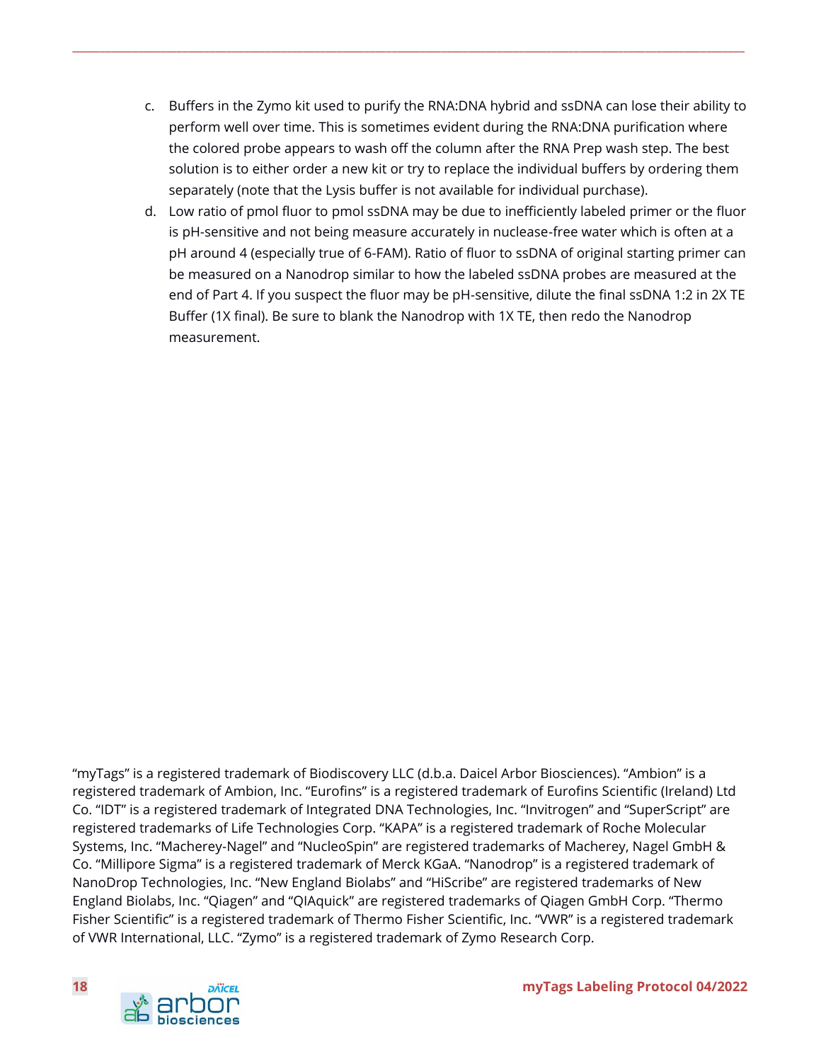c. Buffers in the Zymo kit used to purify the RNA:DNA hybrid and ssDNA can lose their ability to perform well over time. This is sometimes evident during the RNA:DNA purification where the colored probe appears to wash off the column after the RNA Prep wash step. The best solution is to either order a new kit or try to replace the individual buffers by ordering them separately (note that the Lysis buffer is not available for individual purchase).

d. Low ratio of pmol fluor to pmol ssDNA may be due to inefficiently labeled primer or the fluor is pH-sensitive and not being measure accurately in nuclease-free water which is often at a pH around 4 (especially true of 6-FAM). Ratio of fluor to ssDNA of original starting primer can be measured on a Nanodrop similar to how the labeled ssDNA probes are measured at the end of Part 4. If you suspect the fluor may be pH-sensitive, dilute the final ssDNA 1:2 in 2X TE Buffer (1X final). Be sure to blank the Nanodrop with 1X TE, then redo the Nanodrop measurement.

"myTags" is a registered trademark of Biodiscovery LLC (d.b.a. Daicel Arbor Biosciences). "Ambion" is a registered trademark of Ambion, Inc. "Eurofins" is a registered trademark of Eurofins Scientific (Ireland) Ltd Co. "IDT" is a registered trademark of Integrated DNA Technologies, Inc. "Invitrogen" and "SuperScript" are registered trademarks of Life Technologies Corp. "KAPA" is a registered trademark of Roche Molecular Systems, Inc. "Macherey-Nagel" and "NucleoSpin" are registered trademarks of Macherey, Nagel GmbH & Co. "Millipore Sigma" is a registered trademark of Merck KGaA. "Nanodrop" is a registered trademark of NanoDrop Technologies, Inc. "New England Biolabs" and "HiScribe" are registered trademarks of New England Biolabs, Inc. "Qiagen" and "QIAquick" are registered trademarks of Qiagen GmbH Corp. "Thermo Fisher Scientific" is a registered trademark of Thermo Fisher Scientific, Inc. "VWR" is a registered trademark of VWR International, LLC. "Zymo" is a registered trademark of Zymo Research Corp.